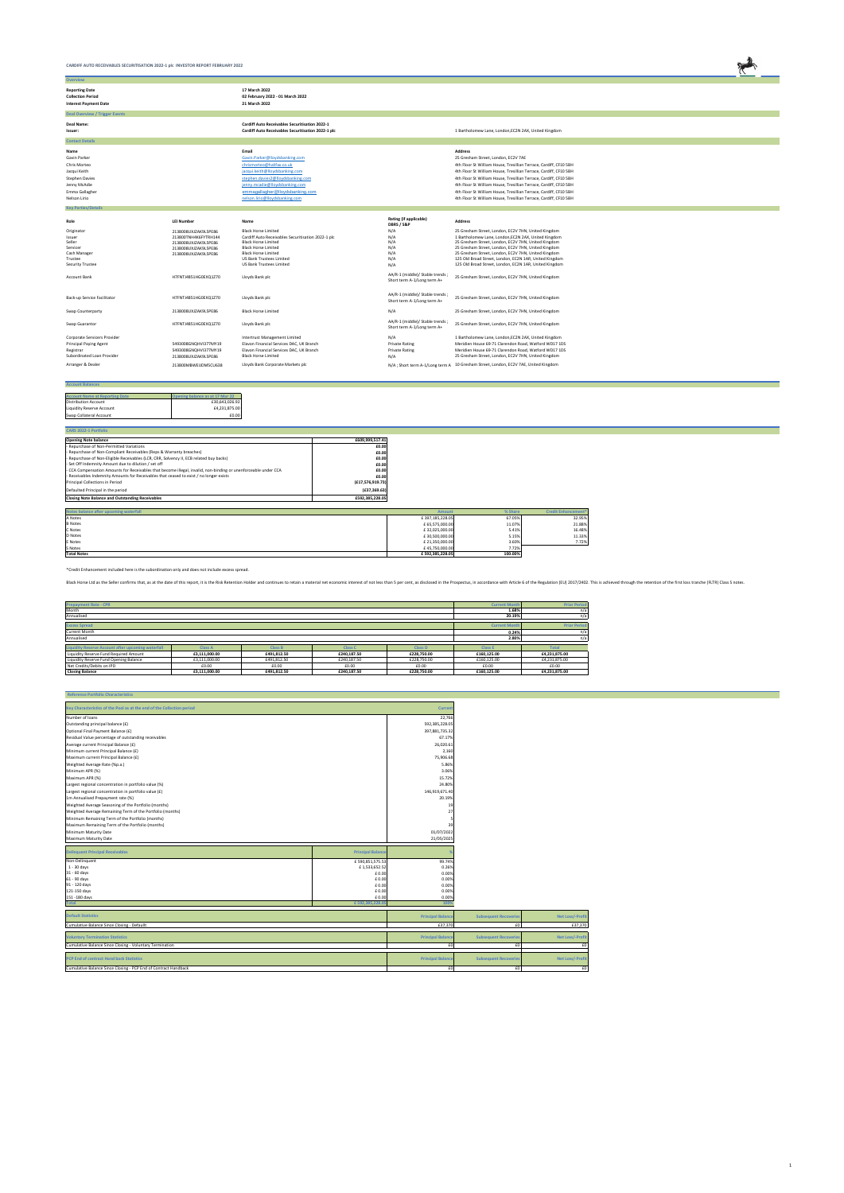# CARDIFF AUTO RECEIVABLES SECURITISATION 2022-1 plc INVESTOR REPORT FEBRUARY 2022

## Overview

| | |
|---|---|
| **Reporting Date** | **17 March 2022** |
| **Collection Period** | **02 February 2022 - 01 March 2022** |
| **Interest Payment Date** | **21 March 2022** |

## Deal Overview / Trigger Events

| | | |
|---|---|---|
| **Deal Name:** | **Cardiff Auto Receivables Securitisation 2022-1** | |
| **Issuer:** | **Cardiff Auto Receivables Securitisation 2022-1 plc** | 1 Bartholomew Lane, London,EC2N 2AX, United Kingdom |

## Contact Details

| Name | Email | Address |
|---|---|---|
| Gavin Parker | Gavin.Parker@lloydsbanking.com | 25 Gresham Street, London, EC2V 7AE |
| Chris Morteo | chrismorteo@halifax.co.uk | 4th Floor St William House, Tresillian Terrace, Cardiff, CF10 5BH |
| Jacqui Keith | jacqui.keith@lloydsbanking.com | 4th Floor St William House, Tresillian Terrace, Cardiff, CF10 5BH |
| Stephen Davies | stephen.davies2@lloydsbanking.com | 4th Floor St William House, Tresillian Terrace, Cardiff, CF10 5BH |
| Jenny McAdie | jenny.mcadie@lloydsbanking.com | 4th Floor St William House, Tresillian Terrace, Cardiff, CF10 5BH |
| Emma Gallagher | emmagallagher@lloydsbanking.com | 4th Floor St William House, Tresillian Terrace, Cardiff, CF10 5BH |
| Nelson Lirio | nelson.lirio@lloydsbanking.com | 4th Floor St William House, Tresillian Terrace, Cardiff, CF10 5BH |

## Key Parties/Details

| Role | LEI Number | Name | Rating (if applicable) DBRS / S&P | Address |
|---|---|---|---|---|
| Originator | 2138008UXZAK9L5PE086 | Black Horse Limited | N/A | 25 Gresham Street, London, EC2V 7HN, United Kingdom |
| Issuer | 213800TNHMKEFYTRH344 | Cardiff Auto Receivables Securitisation 2022-1 plc | N/A | 1 Bartholomew Lane, London,EC2N 2AX, United Kingdom |
| Seller | 2138008UXZAK9L5PE086 | Black Horse Limited | N/A | 25 Gresham Street, London, EC2V 7HN, United Kingdom |
| Servicer | 2138008UXZAK9L5PE086 | Black Horse Limited | N/A | 25 Gresham Street, London, EC2V 7HN, United Kingdom |
| Cash Manager | 2138008UXZAK9L5PE086 | Black Horse Limited | N/A | 25 Gresham Street, London, EC2V 7HN, United Kingdom |
| Trustee | | US Bank Trustees Limited | N/A | 125 Old Broad Street, London, EC2N 1AR, United Kingdom |
| Security Trustee | | US Bank Trustees Limited | N/A | 125 Old Broad Street, London, EC2N 1AR, United Kingdom |
| Account Bank | H7FNTJ4851HG0EXQ1Z70 | Lloyds Bank plc | AA/R-1 (middle)/ Stable trends ; Short term A-1/Long term A+ | 25 Gresham Street, London, EC2V 7HN, United Kingdom |
| Back-up Service Facilitator | H7FNTJ4851HG0EXQ1Z70 | Lloyds Bank plc | AA/R-1 (middle)/ Stable trends ; Short term A-1/Long term A+ | 25 Gresham Street, London, EC2V 7HN, United Kingdom |
| Swap Counterparty | 2138008UXZAK9L5PE086 | Black Horse Limited | N/A | 25 Gresham Street, London, EC2V 7HN, United Kingdom |
| Swap Guarantor | H7FNTJ4851HG0EXQ1Z70 | Lloyds Bank plc | AA/R-1 (middle)/ Stable trends ; Short term A-1/Long term A+ | 25 Gresham Street, London, EC2V 7HN, United Kingdom |
| Corporate Servicers Provider | | Intertrust Management Limited | N/A | 1 Bartholomew Lane, London,EC2N 2AX, United Kingdom |
| Principal Paying Agent | 5493008GNQHVI377MY19 | Elavon Financial Services DAC, UK Branch | Private Rating | Meridien House 69-71 Clarendon Road, Watford WD17 1DS |
| Registrar | 5493008GNQHVI377MY19 | Elavon Financial Services DAC, UK Branch | Private Rating | Meridien House 69-71 Clarendon Road, Watford WD17 1DS |
| Subordinated Loan Provider | 2138008UXZAK9L5PE086 | Black Horse Limited | N/A | 25 Gresham Street, London, EC2V 7HN, United Kingdom |
| Arranger & Dealer | 213800MBWEIJDM5CU638 | Lloyds Bank Corporate Markets plc | N/A ; Short term A-1/Long term A | 10 Gresham Street, London, EC2V 7AE, United Kingdom |

## Account Balances

| Account Name at Reporting Date | Opening balance as at 17 Mar 22 |
|---|---|
| Distribution Account | £30,643,026.92 |
| Liquidity Reserve Account | £4,231,875.00 |
| Swap Collateral Account | £0.00 |

## CARS 2022-1 Portfolio

| | |
|---|---|
| **Opening Note balance** | **£609,999,517.41** |
| - Repurchase of Non-Permitted Variations | £0.00 |
| - Repurchase of Non-Compliant Receivables (Reps & Warranty breaches) | £0.00 |
| - Repurchase of Non-Eligible Receivables (LCR, CRR, Solvency II, ECB related buy backs) | £0.00 |
| - Set Off Indemnity Amount due to dilution / set off | £0.00 |
| - CCA Compensation Amounts for Receivables that become illegal, invalid, non-binding or unenforceable under CCA | £0.00 |
| - Receivables Indemnity Amounts for Receivables that ceased to exist / no longer exists | £0.00 |
| Principal Collections in Period | (£17,576,919.73) |
| Defaulted Principal in the period | (£37,369.63) |
| **Closing Note Balance and Outstanding Receivables** | **£592,385,228.05** |

| Notes balance after upcoming waterfall | Amount | % Share | Credit Enhancement* |
|---|---|---|---|
| A Notes | £ 397,185,228.05 | 67.05% | 32.95% |
| B Notes | £ 65,575,000.00 | 11.07% | 21.88% |
| C Notes | £ 32,025,000.00 | 5.41% | 16.48% |
| D Notes | £ 30,500,000.00 | 5.15% | 11.33% |
| E Notes | £ 21,350,000.00 | 3.60% | 7.72% |
| S Notes | £ 45,750,000.00 | 7.72% | |
| **Total Notes** | **£ 592,385,228.05** | **100.00%** | |

*Credit Enhancement included here is the subordination only and does not include excess spread.

Black Horse Ltd as the Seller confirms that, as at the date of this report, it is the Risk Retention Holder and continues to retain a material net economic interest of not less than 5 per cent, as disclosed in the Prospectus, in accordance with Article 6 of the Regulation (EU) 2017/2402. This is achieved through the retention of the first loss tranche (FLTR) Class S notes.

| Prepayment Rate - CPR | Current Month | Prior Period |
|---|---|---|
| Month | 1.68% | n/a |
| Annualised | 20.19% | n/a |

| Excess Spread | Current Month | Prior Period |
|---|---|---|
| Current Month | 0.24% | n/a |
| Annualised | 2.80% | n/a |

| Liquidity Reserve Account after upcoming waterfall | Class A | Class B | Class C | Class D | Class E | Total |
|---|---|---|---|---|---|---|
| Liquidity Reserve Fund Required Amount | £3,111,000.00 | £491,812.50 | £240,187.50 | £228,750.00 | £160,125.00 | £4,231,875.00 |
| Liquidity Reserve Fund Opening Balance | £3,111,000.00 | £491,812.50 | £240,187.50 | £228,750.00 | £160,125.00 | £4,231,875.00 |
| Net Credits/Debits on IPD | £0.00 | £0.00 | £0.00 | £0.00 | £0.00 | £0.00 |
| **Closing Balance** | **£3,111,000.00** | **£491,812.50** | **£240,187.50** | **£228,750.00** | **£160,125.00** | **£4,231,875.00** |

## Reference Portfolio Characteristics

| Key Characteristics of the Pool as at the end of the Collection period | Current |
|---|---|
| Number of loans | 22,766 |
| Outstanding principal balance (£) | 592,385,228.05 |
| Optional Final Payment Balance (£) | 397,881,735.32 |
| Residual Value percentage of outstanding receivables | 67.17% |
| Average current Principal Balance (£) | 26,020.61 |
| Minimum current Principal Balance (£) | 2,160 |
| Maximum current Principal Balance (£) | 75,906.68 |
| Weighted Average Rate (%p.a.) | 5.86% |
| Minimum APR (%) | 3.06% |
| Maximum APR (%) | 15.72% |
| Largest regional concentration in portfolio value (%) | 24.80% |
| Largest regional concentration in portfolio value (£) | 146,919,671.40 |
| 1m Annualised Prepayment rate (%) | 20.19% |
| Weighted Average Seasoning of the Portfolio (months) | 19 |
| Weighted Average Remaining Term of the Portfolio (months) | 27 |
| Minimum Remaining Term of the Portfolio (months) | 5 |
| Maximum Remaining Term of the Portfolio (months) | 39 |
| Minimum Maturity Date | 01/07/2022 |
| Maximum Maturity Date | 21/05/2025 |

| Delinquent Principal Receivables | Principal Balance | % |
|---|---|---|
| Non-Delinquent | £ 590,851,575.53 | 99.74% |
| 1 - 30 days | £ 1,533,652.52 | 0.26% |
| 31 - 60 days | £ 0.00 | 0.00% |
| 61 - 90 days | £ 0.00 | 0.00% |
| 91 - 120 days | £ 0.00 | 0.00% |
| 121-150 days | £ 0.00 | 0.00% |
| 151 -180 days | £ 0.00 | 0.00% |
| Total | £ 592,385,228.05 | 100% |

| Default Statistics | Principal Balance | Subsequent Recoveries | Net Loss/-Profit |
|---|---|---|---|
| Cumulative Balance Since Closing - Default | £37,370 | £0 | £37,370 |

| Voluntary Termination Statistics | Principal Balance | Subsequent Recoveries | Net Loss/-Profit |
|---|---|---|---|
| Cumulative Balance Since Closing - Voluntary Termination | £0 | £0 | £0 |

| PCP End of contract Hand back Statistics | Principal Balance | Subsequent Recoveries | Net Loss/-Profit |
|---|---|---|---|
| Cumulative Balance Since Closing - PCP End of Contract Handback | £0 | £0 | £0 |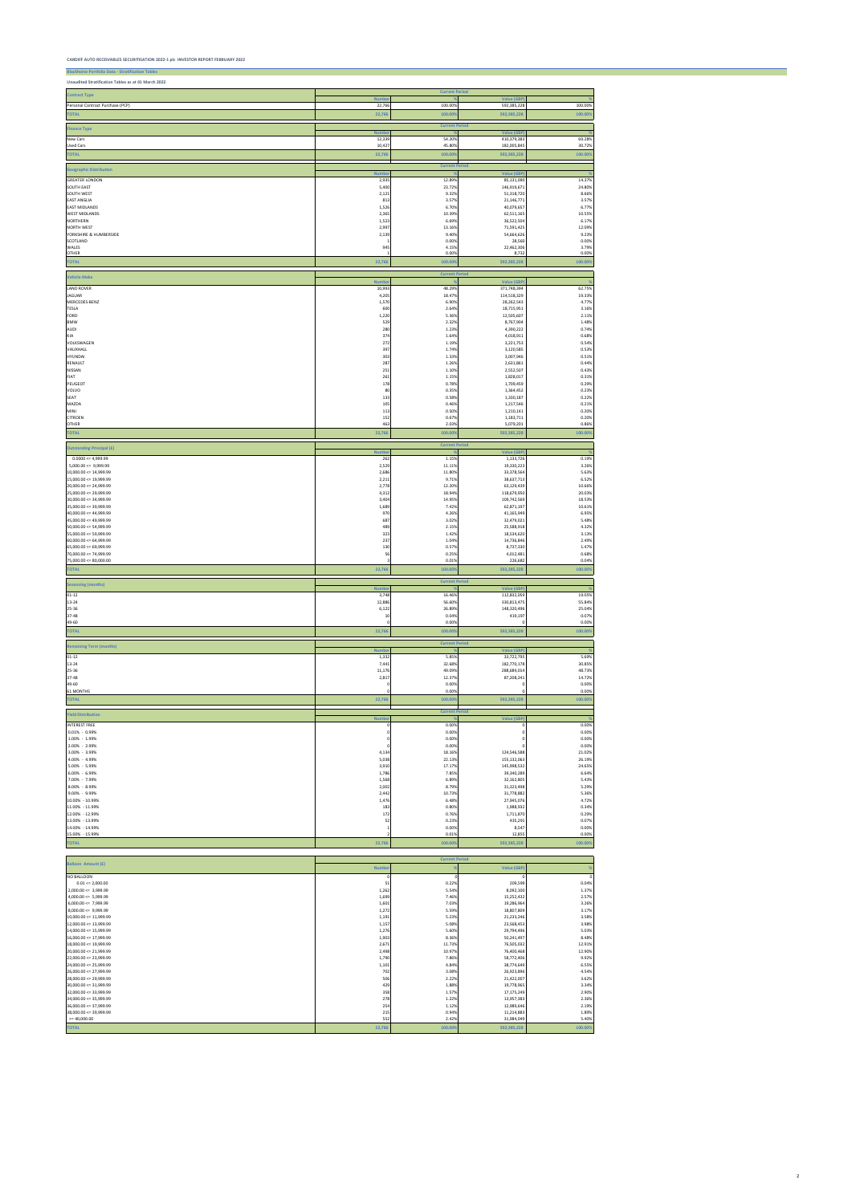CARDIFF AUTO RECEIVABLES SECURITISATION 2022-1 plc INVESTOR REPORT FEBRUARY 2022

**Blackhorse Portfolio Data - Stratification Tables**

Unaudited Stratification Tables as at 01 March 2022

| Contract Type | Current Period | | | |
|---|---|---|---|---|
| | Number | % | Value (GBP) | % |
| Personal Contract Purchase (PCP) | 22,766 | 100.00% | 592,385,228 | 100.00% |
| TOTAL | 22,766 | 100.00% | 592,385,228 | 100.00% |

| Finance Type | Current Period | | | |
|---|---|---|---|---|
| | Number | % | Value (GBP) | % |
| New Cars | 12,339 | 54.20% | 410,379,383 | 69.28% |
| Used Cars | 10,427 | 45.80% | 182,005,845 | 30.72% |
| TOTAL | 22,766 | 100.00% | 592,385,228 | 100.00% |

| Geographic Distribution | Current Period | | | |
|---|---|---|---|---|
| | Number | % | Value (GBP) | % |
| GREATER LONDON | 2,935 | 12.89% | 85,131,080 | 14.37% |
| SOUTH EAST | 5,400 | 23.72% | 146,916,671 | 24.80% |
| SOUTH WEST | 2,121 | 9.32% | 51,318,720 | 8.66% |
| EAST ANGLIA | 813 | 3.57% | 21,146,771 | 3.57% |
| EAST MIDLANDS | 1,526 | 6.70% | 40,079,657 | 6.77% |
| WEST MIDLANDS | 2,365 | 10.39% | 62,511,165 | 10.55% |
| NORTHERN | 1,523 | 6.69% | 36,522,504 | 6.17% |
| NORTH WEST | 2,997 | 13.16% | 71,591,425 | 12.09% |
| YORKSHIRE & HUMBERSIDE | 2,139 | 9.40% | 54,664,626 | 9.23% |
| SCOTLAND | 1 | 0.00% | 28,560 | 0.00% |
| WALES | 945 | 4.15% | 22,462,306 | 3.79% |
| OTHER | 1 | 0.00% | 8,732 | 0.00% |
| TOTAL | 22,766 | 100.00% | 592,385,228 | 100.00% |

| Vehicle Make | Current Period | | | |
|---|---|---|---|---|
| | Number | % | Value (GBP) | % |
| LAND ROVER | 10,993 | 48.29% | 371,748,384 | 62.75% |
| JAGUAR | 4,205 | 18.47% | 114,518,329 | 19.33% |
| MERCEDES-BENZ | 1,570 | 6.90% | 28,262,543 | 4.77% |
| TESLA | 600 | 2.64% | 18,715,951 | 3.16% |
| FORD | 1,220 | 5.36% | 12,505,607 | 2.11% |
| BMW | 529 | 2.32% | 8,767,904 | 1.48% |
| AUDI | 280 | 1.23% | 4,390,222 | 0.74% |
| KIA | 374 | 1.64% | 4,018,911 | 0.68% |
| VOLKSWAGEN | 272 | 1.19% | 3,221,753 | 0.54% |
| VAUXHALL | 397 | 1.74% | 3,120,585 | 0.53% |
| HYUNDAI | 303 | 1.33% | 3,007,946 | 0.51% |
| RENAULT | 287 | 1.26% | 2,631,861 | 0.44% |
| NISSAN | 251 | 1.10% | 2,552,507 | 0.43% |
| FIAT | 261 | 1.15% | 1,828,017 | 0.31% |
| PEUGEOT | 178 | 0.78% | 1,709,459 | 0.29% |
| VOLVO | 80 | 0.35% | 1,364,452 | 0.23% |
| SEAT | 133 | 0.58% | 1,330,187 | 0.22% |
| MAZDA | 105 | 0.46% | 1,217,546 | 0.21% |
| MINI | 113 | 0.50% | 1,210,141 | 0.20% |
| CITROEN | 152 | 0.67% | 1,183,711 | 0.20% |
| OTHER | 463 | 2.03% | 5,079,201 | 0.86% |
| TOTAL | 22,766 | 100.00% | 592,385,228 | 100.00% |

| Outstanding Principal (£) | Current Period | | | |
|---|---|---|---|---|
| | Number | % | Value (GBP) | % |
| 0.0000 <= 4,999.99 | 262 | 1.15% | 1,133,726 | 0.19% |
| 5,000.00 <= 9,999.99 | 2,529 | 11.11% | 19,330,223 | 3.26% |
| 10,000.00 <= 14,999.99 | 2,686 | 11.80% | 33,378,564 | 5.63% |
| 15,000.00 <= 19,999.99 | 2,211 | 9.71% | 38,637,713 | 6.52% |
| 20,000.00 <= 24,999.99 | 2,778 | 12.20% | 63,129,439 | 10.66% |
| 25,000.00 <= 29,999.99 | 4,312 | 18.94% | 118,679,955 | 20.03% |
| 30,000.00 <= 34,999.99 | 3,404 | 14.95% | 109,742,569 | 18.53% |
| 35,000.00 <= 39,999.99 | 1,689 | 7.42% | 62,871,197 | 10.61% |
| 40,000.00 <= 44,999.99 | 970 | 4.26% | 41,165,949 | 6.95% |
| 45,000.00 <= 49,999.99 | 687 | 3.02% | 32,479,021 | 5.48% |
| 50,000.00 <= 54,999.99 | 489 | 2.15% | 25,588,918 | 4.32% |
| 55,000.00 <= 59,999.99 | 323 | 1.42% | 18,534,620 | 3.13% |
| 60,000.00 <= 64,999.99 | 237 | 1.04% | 14,736,846 | 2.49% |
| 65,000.00 <= 69,999.99 | 130 | 0.57% | 8,737,330 | 1.47% |
| 70,000.00 <= 74,999.99 | 56 | 0.25% | 4,012,481 | 0.68% |
| 75,000.00 <= 80,000.00 | 3 | 0.01% | 226,682 | 0.04% |
| TOTAL | 22,766 | 100.00% | 592,385,228 | 100.00% |

| Seasoning (months) | Current Period | | | |
|---|---|---|---|---|
| | Number | % | Value (GBP) | % |
| 01-12 | 3,748 | 16.46% | 112,832,059 | 19.05% |
| 13-24 | 12,886 | 56.60% | 330,813,475 | 55.84% |
| 25-36 | 6,122 | 26.89% | 148,320,496 | 25.04% |
| 37-48 | 10 | 0.04% | 419,197 | 0.07% |
| 49-60 | 0 | 0.00% | 0 | 0.00% |
| TOTAL | 22,766 | 100.00% | 592,385,228 | 100.00% |

| Remaining Term (months) | Current Period | | | |
|---|---|---|---|---|
| | Number | % | Value (GBP) | % |
| 01-12 | 1,332 | 5.85% | 33,722,795 | 5.69% |
| 13-24 | 7,441 | 32.68% | 182,770,178 | 30.85% |
| 25-36 | 11,176 | 49.09% | 288,684,014 | 48.73% |
| 37-48 | 2,817 | 12.37% | 87,208,241 | 14.72% |
| 49-60 | 0 | 0.00% | 0 | 0.00% |
| 61 MONTHS | 0 | 0.00% | 0 | 0.00% |
| TOTAL | 22,766 | 100.00% | 592,385,228 | 100.00% |

| Yield Distribution | Current Period | | | |
|---|---|---|---|---|
| | Number | % | Value (GBP) | % |
| INTEREST FREE | 0 | 0.00% | 0 | 0.00% |
| 0.01% - 0.99% | 0 | 0.00% | 0 | 0.00% |
| 1.00% - 1.99% | 0 | 0.00% | 0 | 0.00% |
| 2.00% - 2.99% | 0 | 0.00% | 0 | 0.00% |
| 3.00% - 3.99% | 4,134 | 18.16% | 124,546,588 | 21.02% |
| 4.00% - 4.99% | 5,038 | 22.13% | 155,132,063 | 26.19% |
| 5.00% - 5.99% | 3,910 | 17.17% | 145,998,532 | 24.65% |
| 6.00% - 6.99% | 1,786 | 7.85% | 39,340,289 | 6.64% |
| 7.00% - 7.99% | 1,568 | 6.89% | 32,162,805 | 5.43% |
| 8.00% - 8.99% | 2,002 | 8.79% | 31,323,498 | 5.29% |
| 9.00% - 9.99% | 2,442 | 10.73% | 31,778,882 | 5.36% |
| 10.00% - 10.99% | 1,476 | 6.48% | 27,945,076 | 4.72% |
| 11.00% - 11.99% | 183 | 0.80% | 1,988,922 | 0.34% |
| 12.00% - 12.99% | 172 | 0.76% | 1,711,870 | 0.29% |
| 13.00% - 13.99% | 52 | 0.23% | 435,291 | 0.07% |
| 14.00% - 14.99% | 1 | 0.00% | 8,547 | 0.00% |
| 15.00% - 15.99% | 2 | 0.01% | 12,855 | 0.00% |
| TOTAL | 22,766 | 100.00% | 592,385,228 | 100.00% |

| Balloon Amount (£) | Current Period | | | |
|---|---|---|---|---|
| | Number | % | Value (GBP) | % |
| NO BALLOON | 0 | 0 | 0 | 0 |
| 0.01 <= 2,000.00 | 51 | 0.22% | 209,599 | 0.04% |
| 2,000.00 <= 3,999.99 | 1,262 | 5.54% | 8,092,100 | 1.37% |
| 4,000.00 <= 5,999.99 | 1,699 | 7.46% | 15,252,432 | 2.57% |
| 6,000.00 <= 7,999.99 | 1,601 | 7.03% | 19,286,964 | 3.26% |
| 8,000.00 <= 9,999.99 | 1,272 | 5.59% | 18,807,809 | 3.17% |
| 10,000.00 <= 11,999.99 | 1,191 | 5.23% | 21,233,246 | 3.58% |
| 12,000.00 <= 13,999.99 | 1,157 | 5.08% | 23,568,453 | 3.98% |
| 14,000.00 <= 15,999.99 | 1,276 | 5.60% | 29,794,496 | 5.03% |
| 16,000.00 <= 17,999.99 | 1,903 | 8.36% | 50,241,497 | 8.48% |
| 18,000.00 <= 19,999.99 | 2,671 | 11.73% | 76,505,012 | 12.91% |
| 20,000.00 <= 21,999.99 | 2,498 | 10.97% | 76,400,468 | 12.90% |
| 22,000.00 <= 23,999.99 | 1,790 | 7.86% | 58,772,406 | 9.92% |
| 24,000.00 <= 25,999.99 | 1,101 | 4.84% | 38,774,649 | 6.55% |
| 26,000.00 <= 27,999.99 | 702 | 3.08% | 26,923,896 | 4.54% |
| 28,000.00 <= 29,999.99 | 506 | 2.22% | 21,422,007 | 3.62% |
| 30,000.00 <= 31,999.99 | 429 | 1.88% | 19,778,965 | 3.34% |
| 32,000.00 <= 33,999.99 | 358 | 1.57% | 17,175,249 | 2.90% |
| 34,000.00 <= 35,999.99 | 278 | 1.22% | 13,957,383 | 2.36% |
| 36,000.00 <= 37,999.99 | 254 | 1.12% | 12,989,646 | 2.19% |
| 38,000.00 <= 39,999.99 | 215 | 0.94% | 11,214,883 | 1.89% |
| >= 40,000.00 | 552 | 2.42% | 31,984,049 | 5.40% |
| TOTAL | 22,766 | 100.00% | 592,385,228 | 100.00% |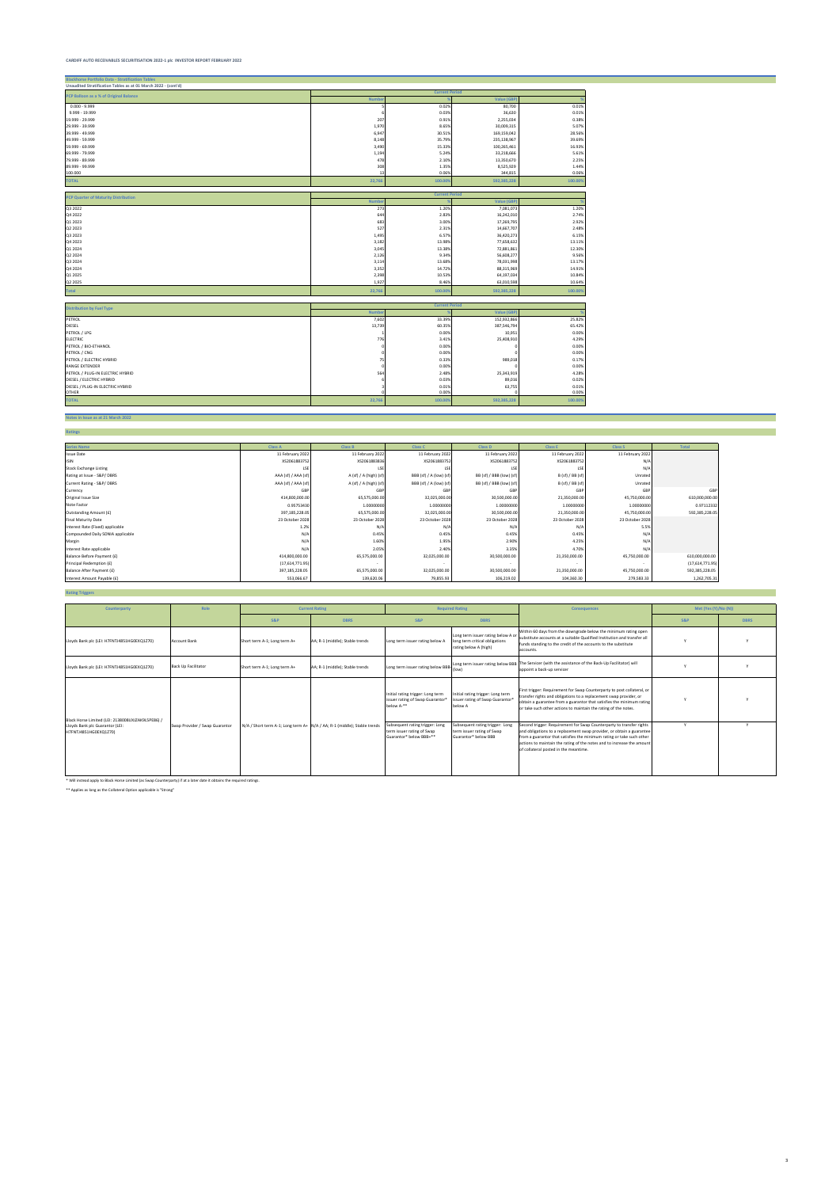CARDIFF AUTO RECEIVABLES SECURITISATION 2022-1 plc INVESTOR REPORT FEBRUARY 2022

## Blackhorse Portfolio Data - Stratification Tables

Unaudited Stratification Tables as at 01 March 2022 - (cont'd)

| PCP Balloon as a % of Original Balance | Current Period | | | |
|---|---|---|---|---|
| | Number | % | Value (GBP) | % |
| 0.000 - 9.999 | 5 | 0.02% | 80,700 | 0.01% |
| 9.999 - 19.999 | 6 | 0.03% | 36,630 | 0.01% |
| 19.999 - 29.999 | 207 | 0.91% | 2,255,034 | 0.38% |
| 29.999 - 39.999 | 1,970 | 8.65% | 30,009,315 | 5.07% |
| 39.999 - 49.999 | 6,947 | 30.51% | 169,159,042 | 28.56% |
| 49.999 - 59.999 | 8,148 | 35.79% | 235,138,567 | 39.69% |
| 59.999 - 69.999 | 3,490 | 15.33% | 100,265,461 | 16.93% |
| 69.999 - 79.999 | 1,194 | 5.24% | 33,218,666 | 5.61% |
| 79.999 - 89.999 | 478 | 2.10% | 13,350,670 | 2.25% |
| 89.999 - 99.999 | 308 | 1.35% | 8,525,929 | 1.44% |
| 100.000 | 13 | 0.06% | 344,815 | 0.06% |
| TOTAL | 22,766 | 100.00% | 592,385,228 | 100.00% |

| PCP Quarter of Maturity Distribution | Current Period | | | |
|---|---|---|---|---|
| | Number | % | Value (GBP) | % |
| Q3 2022 | 273 | 1.20% | 7,081,073 | 1.20% |
| Q4 2022 | 644 | 2.83% | 16,242,010 | 2.74% |
| Q1 2023 | 683 | 3.00% | 17,269,791 | 2.92% |
| Q2 2023 | 527 | 2.31% | 14,667,707 | 2.48% |
| Q3 2023 | 1,495 | 6.57% | 36,420,273 | 6.15% |
| Q4 2023 | 3,182 | 13.98% | 77,658,632 | 13.11% |
| Q1 2024 | 3,045 | 13.38% | 72,881,861 | 12.30% |
| Q2 2024 | 2,126 | 9.34% | 56,608,277 | 9.56% |
| Q3 2024 | 3,114 | 13.68% | 78,031,998 | 13.17% |
| Q4 2024 | 3,352 | 14.72% | 88,315,969 | 14.91% |
| Q1 2025 | 2,398 | 10.53% | 64,197,034 | 10.84% |
| Q2 2025 | 1,927 | 8.46% | 63,010,598 | 10.64% |
| Total | 22,766 | 100.00% | 592,385,228 | 100.00% |

| Distribution by Fuel Type | Current Period | | | |
|---|---|---|---|---|
| | Number | % | Value (GBP) | % |
| PETROL | 7,602 | 33.39% | 152,932,866 | 25.82% |
| DIESEL | 13,739 | 60.35% | 387,546,794 | 65.42% |
| PETROL / LPG | 1 | 0.00% | 10,951 | 0.00% |
| ELECTRIC | 776 | 3.41% | 25,408,910 | 4.29% |
| PETROL / BIO-ETHANOL | 0 | 0.00% | 0 | 0.00% |
| PETROL / CNG | 0 | 0.00% | 0 | 0.00% |
| PETROL / ELECTRIC HYBRID | 75 | 0.33% | 989,018 | 0.17% |
| RANGE EXTENDER | 0 | 0.00% | 0 | 0.00% |
| PETROL / PLUG-IN ELECTRIC HYBRID | 564 | 2.48% | 25,343,919 | 4.28% |
| DIESEL / ELECTRIC HYBRID | 6 | 0.03% | 89,016 | 0.02% |
| DIESEL / PLUG-IN ELECTRIC HYBRID | 3 | 0.01% | 63,755 | 0.01% |
| OTHER | 0 | 0.00% | 0 | 0.00% |
| TOTAL | 22,766 | 100.00% | 592,385,228 | 100.00% |

## Notes in Issue as at 21 March 2022

### Ratings

| Series Name | Class A | Class B | Class C | Class D | Class E | Class S | Total |
|---|---|---|---|---|---|---|---|
| Issue Date | 11 February 2022 | 11 February 2022 | 11 February 2022 | 11 February 2022 | 11 February 2022 | 11 February 2022 | |
| ISIN | XS2061883752 | XS2061883836 | XS2061883752 | XS2061883752 | XS2061883752 | N/A | |
| Stock Exchange Listing | LSE | LSE | LSE | LSE | LSE | N/A | |
| Rating at Issue - S&P/ DBRS | AAA (sf) / AAA (sf) | A (sf) / A (high) (sf) | BBB (sf) / A (low) (sf) | BB (sf) / BBB (low) (sf) | B (sf) / BB (sf) | Unrated | |
| Current Rating - S&P/ DBRS | AAA (sf) / AAA (sf) | A (sf) / A (high) (sf) | BBB (sf) / A (low) (sf) | BB (sf) / BBB (low) (sf) | B (sf) / BB (sf) | Unrated | |
| Currency | GBP | GBP | GBP | GBP | GBP | GBP | GBP |
| Original Issue Size | 414,800,000.00 | 65,575,000.00 | 32,025,000.00 | 30,500,000.00 | 21,350,000.00 | 45,750,000.00 | 610,000,000.00 |
| Note Factor | 0.95753430 | 1.00000000 | 1.00000000 | 1.00000000 | 1.00000000 | 1.00000000 | 0.97112332 |
| Outstanding Amount (£) | 397,185,228.05 | 65,575,000.00 | 32,025,000.00 | 30,500,000.00 | 21,350,000.00 | 45,750,000.00 | 592,385,228.05 |
| Final Maturity Date | 23 October 2028 | 23 October 2028 | 23 October 2028 | 23 October 2028 | 23 October 2028 | 23 October 2028 | |
| Interest Rate (Fixed) applicable | 1.2% | N/A | N/A | N/A | N/A | 5.5% | |
| Compounded Daily SONIA applicable | N/A | 0.45% | 0.45% | 0.45% | 0.45% | N/A | |
| Margin | N/A | 1.60% | 1.95% | 2.90% | 4.25% | N/A | |
| Interest Rate applicable | N/A | 2.05% | 2.40% | 3.35% | 4.70% | N/A | |
| Balance Before Payment (£) | 414,800,000.00 | 65,575,000.00 | 32,025,000.00 | 30,500,000.00 | 21,350,000.00 | 45,750,000.00 | 610,000,000.00 |
| Principal Redemption (£) | (17,614,771.95) | - | - | - | - | - | (17,614,771.95) |
| Balance After Payment (£) | 397,185,228.05 | 65,575,000.00 | 32,025,000.00 | 30,500,000.00 | 21,350,000.00 | 45,750,000.00 | 592,385,228.05 |
| Interest Amount Payable (£) | 553,066.67 | 139,620.06 | 79,855.93 | 106,219.02 | 104,360.30 | 279,583.33 | 1,262,705.31 |

### Rating Triggers

| Counterparty | Role | Current Rating | | Required Rating | | Consequences | Met (Yes (Y)/No (N)) | |
|---|---|---|---|---|---|---|---|---|
| | | S&P | DBRS | S&P | DBRS | | S&P | DBRS |
| Lloyds Bank plc (LEI: H7FNTJ4851HG0EXQ1Z70) | Account Bank | Short term A-1; Long term A+ | AA; R-1 (middle); Stable trends | Long term issuer rating below A | Long term issuer rating below A or long term critical obligations rating below A (high) | Within 60 days from the downgrade below the minimum rating open substitute accounts at a suitable Qualified Institution and transfer all funds standing to the credit of the accounts to the substitute accounts. | Y | Y |
| Lloyds Bank plc (LEI: H7FNTJ4851HG0EXQ1Z70) | Back Up Facilitator | Short term A-1; Long term A+ | AA; R-1 (middle); Stable trends | Long term issuer rating below BBB- | Long term issuer rating below BBB (low) | The Servicer (with the assistance of the Back-Up Facilitator) will appoint a back-up servicer | Y | Y |
| Black Horse Limited (LEI: 2138008UXJZAK9L5PE86) / Lloyds Bank plc Guarantor (LEI: H7FNTJ4851HG0EXQ1Z70) | Swap Provider / Swap Guarantor | N/A / Short term A-1; Long term A+ | N/A / AA; R-1 (middle); Stable trends | Initial rating trigger: Long term issuer rating of Swap Guarantor* below A-** | Initial rating trigger: Long term issuer rating of Swap Guarantor* below A | First trigger: Requirement for Swap Counterparty to post collateral, or transfer rights and obligations to a replacement swap provider, or obtain a guarantee from a guarantor that satisfies the minimum rating or take such other actions to maintain the rating of the notes. | Y | Y |
| | | | | Subsequent rating trigger: Long term issuer rating of Swap Guarantor* below BBB+** | Subsequent rating trigger: Long term issuer rating of Swap Guarantor* below BBB | Second trigger: Requirement for Swap Counterparty to transfer rights and obligations to a replacement swap provider, or obtain a guarantee from a guarantor that satisfies the minimum rating or take such other actions to maintain the rating of the notes and to increase the amount of collateral posted in the meantime. | Y | Y |

\* Will instead apply to Black Horse Limited (as Swap Counterparty) if at a later date it obtains the required ratings.

\*\* Applies as long as the Collateral Option applicable is "Strong"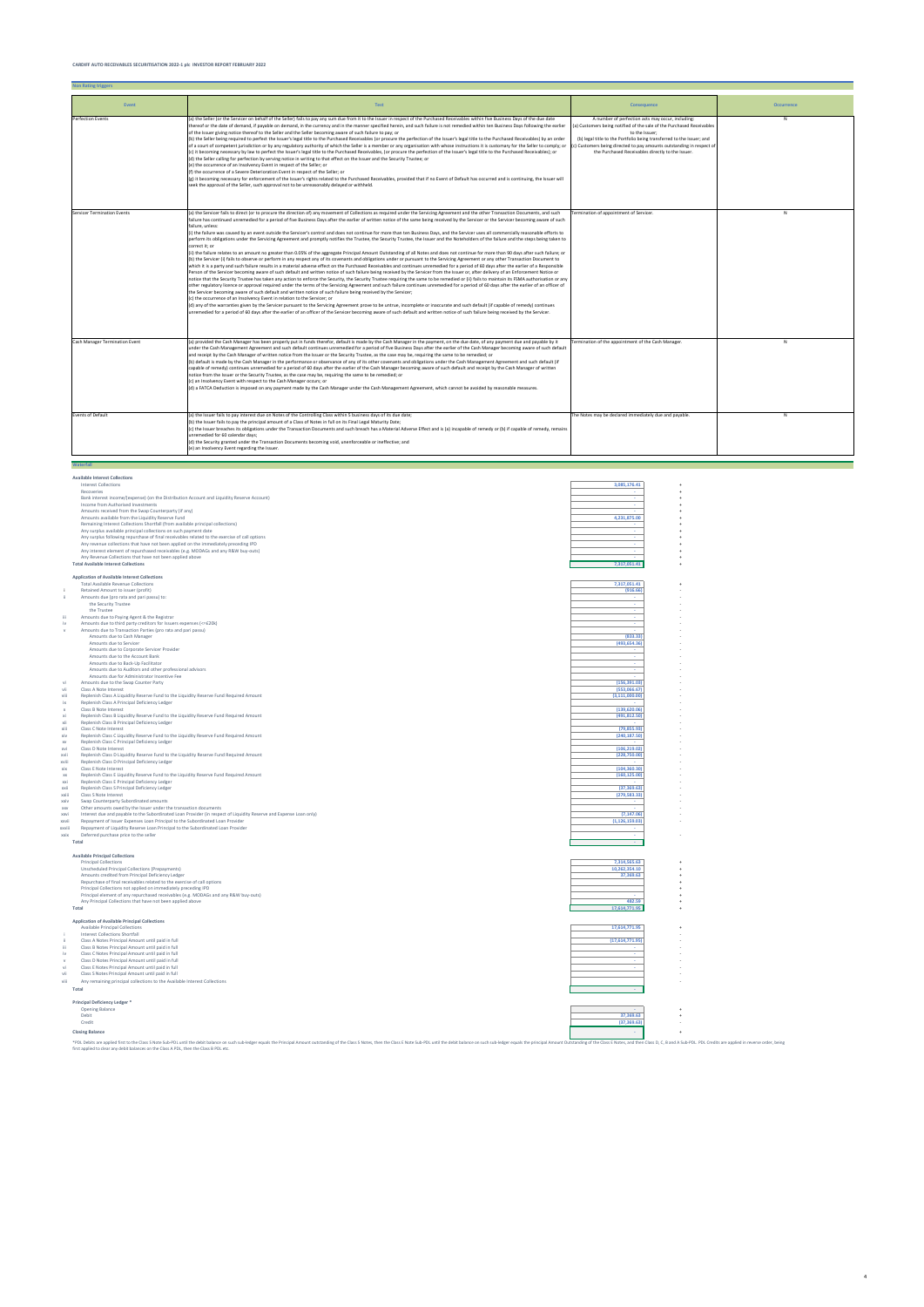**CARDIFF AUTO RECEIVABLES SECURITISATION 2022-1 plc INVESTOR REPORT FEBRUARY 2022**

## Non Rating triggers

| Event | Test | Consequence | Occurrence |
|---|---|---|---|
| Perfection Events | (a) the Seller (or the Servicer on behalf of the Seller) fails to pay any sum due from it to the Issuer in respect of the Purchased Receivables within five Business Days of the due date thereof or the date of demand, if payable on demand, in the currency and in the manner specified herein, and such failure is not remedied within ten Business Days following the earlier of the Issuer giving notice thereof to the Seller and the Seller becoming aware of such failure to pay; or<br>(b) the Seller being required to perfect the Issuer's legal title to the Purchased Receivables (or procure the perfection of the Issuer's legal title to the Purchased Receivables) by an order of a court of competent jurisdiction or by any regulatory authority of which the Seller is a member or any organisation with which instructions it is customary for the Seller to comply; or<br>(c) it becoming necessary by law to perfect the Issuer's legal title to the Purchased Receivables, (or procure the perfection of the Issuer's legal title to the Purchased Receivables); or<br>(d) the Seller calling for perfection by serving notice in writing to that effect on the Issuer and the Security Trustee; or<br>(e) the occurrence of an Insolvency Event in respect of the Seller; or<br>(f) the occurrence of a Severe Deterioration Event in respect of the Seller; or<br>(g) it becoming necessary for enforcement of the Issuer's rights related to the Purchased Receivables, provided that if no Event of Default has occurred and is continuing, the Issuer will seek the approval of the Seller, such approval not to be unreasonably delayed or withheld. | A number of perfection acts may occur, including:<br>(a) Customers being notified of the sale of the Purchased Receivables to the Issuer;<br>(b) legal title to the Portfolio being transferred to the Issuer; and<br>(c) Customers being directed to pay amounts outstanding in respect of the Purchased Receivables directly to the Issuer. | N |
| Servicer Termination Events | (a) the Servicer fails to direct (or to procure the direction of) any movement of Collections as required under the Servicing Agreement and the other Transaction Documents, and such failure has continued unremedied for a period of five Business Days after the earlier of written notice of the same being received by the Servicer or the Servicer becoming aware of such failure, unless:<br>(i) the failure was caused by an event outside the Servicer's control and does not continue for more than ten Business Days, and the Servicer uses all commercially reasonable efforts to perform its obligations under the Servicing Agreement and promptly notifies the Trustee, the Security Trustee, the Issuer and the Noteholders of the failure and the steps being taken to correct it; or<br>(ii) the failure relates to an amount no greater than 0.05% of the aggregate Principal Amount Outstanding of all Notes and does not continue for more than 90 days after such failure; or<br>(b) the Servicer (i) fails to observe or perform in any respect any of its covenants and obligations under or pursuant to the Servicing Agreement or any other Transaction Document to which it is a party and such failure results in a material adverse effect on the Purchased Receivables and continues unremedied for a period of 60 days after the earlier of a Responsible Person of the Servicer becoming aware of such default and written notice of such failure being received by the Servicer from the Issuer or, after delivery of an Enforcement Notice or notice that the Security Trustee has taken any action to enforce the Security, the Security Trustee requiring the same to be remedied or (ii) fails to maintain its FSMA authorisation or any other regulatory licence or approval required under the terms of the Servicing Agreement and such failure continues unremedied for a period of 60 days after the earlier of an officer of the Servicer becoming aware of such default and written notice of such failure being received by the Servicer;<br>(c) the occurrence of an Insolvency Event in relation to the Servicer; or<br>(d) any of the warranties given by the Servicer pursuant to the Servicing Agreement prove to be untrue, incomplete or inaccurate and such default (if capable of remedy) continues unremedied for a period of 60 days after the earlier of an officer of the Servicer becoming aware of such default and written notice of such failure being received by the Servicer. | Termination of appointment of Servicer. | N |
| Cash Manager Termination Event | (a) provided the Cash Manager has been properly put in funds therefor, default is made by the Cash Manager in the payment, on the due date, of any payment due and payable by it under the Cash Management Agreement and such default continues unremedied for a period of five Business Days after the earlier of the Cash Manager becoming aware of such default and receipt by the Cash Manager of written notice from the Issuer or the Security Trustee, as the case may be, requiring the same to be remedied; or<br>(b) default is made by the Cash Manager in the performance or observance of any of its other covenants and obligations under the Cash Management Agreement and such default (if capable of remedy) continues unremedied for a period of 60 days after the earlier of the Cash Manager becoming aware of such default and receipt by the Cash Manager of written notice from the Issuer or the Security Trustee, as the case may be, requiring the same to be remedied; or<br>(c) an Insolvency Event with respect to the Cash Manager occurs; or<br>(d) a FATCA Deduction is imposed on any payment made by the Cash Manager under the Cash Management Agreement, which cannot be avoided by reasonable measures. | Termination of the appointment of the Cash Manager. | N |
| Events of Default | (a) the Issuer fails to pay interest due on Notes of the Controlling Class within 5 business days of its due date;<br>(b) the Issuer fails to pay the principal amount of a Class of Notes in full on its Final Legal Maturity Date;<br>(c) the Issuer breaches its obligations under the Transaction Documents and such breach has a Material Adverse Effect and is (a) incapable of remedy or (b) if capable of remedy, remains unremedied for 60 calendar days;<br>(d) the Security granted under the Transaction Documents becoming void, unenforceable or ineffective; and<br>(e) an Insolvency Event regarding the Issuer. | The Notes may be declared immediately due and payable. | N |

## Waterfall

### Available Interest Collections

| Item | Amount | |
|---|---|---|
| Interest Collections | 3,085,176.41 | + |
| Recoveries | - | + |
| Bank interest income/(expense) (on the Distribution Account and Liquidity Reserve Account) | - | + |
| Income from Authorised Investments | - | + |
| Amounts received from the Swap Counterparty (if any) | - | + |
| Amounts available from the Liquidity Reserve Fund | 4,231,875.00 | + |
| Remaining Interest Collections Shortfall (from available principal collections) | - | + |
| Any surplus available principal collections on such payment date | - | + |
| Any surplus following repurchase of final receivables related to the exercise of call options | - | + |
| Any revenue collections that have not been applied on the immediately preceding IPD | - | + |
| Any interest element of repurchased receivables (e.g. MODAGs and any R&W buy-outs) | - | + |
| Any Revenue Collections that have not been applied above | - | + |
| **Total Available Interest Collections** | 7,317,051.41 | + |

### Application of Available Interest Collections

| | Item | Amount | |
|---|---|---|---|
| | Total Available Revenue Collections | 7,317,051.41 | + |
| i | Retained Amount to issuer (profit) | (916.66) | - |
| ii | Amounts due (pro rata and pari passu) to: | | - |
| | the Security Trustee | - | - |
| | the Trustee | - | - |
| iii | Amounts due to Paying Agent & the Registrar | - | - |
| iv | Amounts due to third party creditors for Issuers expenses (<=£20k) | - | - |
| v | Amounts due to Transaction Parties (pro rata and pari passu) | | - |
| | Amounts due to Cash Manager | (833.33) | - |
| | Amounts due to Servicer | (493,654.36) | - |
| | Amounts due to Corporate Servicer Provider | - | - |
| | Amounts due to the Account Bank | - | - |
| | Amounts due to Back-Up Facilitator | - | - |
| | Amounts due to Auditors and other professional advisors | - | - |
| | Amounts due for Administrator Incentive Fee | - | - |
| vi | Amounts due to the Swap Counter Party | (156,391.03) | - |
| vii | Class A Note Interest | (553,066.67) | - |
| viii | Replenish Class A Liquidity Reserve Fund to the Liquidity Reserve Fund Required Amount | (3,111,000.00) | - |
| ix | Replenish Class A Principal Deficiency Ledger | - | - |
| x | Class B Note Interest | (139,620.06) | - |
| xi | Replenish Class B Liquidity Reserve Fund to the Liquidity Reserve Fund Required Amount | (492,812.50) | - |
| xii | Replenish Class B Principal Deficiency Ledger | - | - |
| xiii | Class C Note Interest | (79,855.03) | - |
| xiv | Replenish Class C Liquidity Reserve Fund to the Liquidity Reserve Fund Required Amount | (240,187.50) | - |
| xv | Replenish Class C Principal Deficiency Ledger | - | - |
| xvi | Class D Note Interest | (106,219.02) | - |
| xvii | Replenish Class D Liquidity Reserve Fund to the Liquidity Reserve Fund Required Amount | (228,750.00) | - |
| xviii | Replenish Class D Principal Deficiency Ledger | - | - |
| xix | Class E Note Interest | (104,260.30) | - |
| xx | Replenish Class E Liquidity Reserve Fund to the Liquidity Reserve Fund Required Amount | (159,125.00) | - |
| xxi | Replenish Class E Principal Deficiency Ledger | - | - |
| xxii | Replenish Class S Principal Deficiency Ledger | (37,369.63) | - |
| xxiii | Class S Note Interest | (279,583.33) | - |
| xxiv | Swap Counterparty Subordinated amounts | - | - |
| xxv | Other amounts owed by the Issuer under the transaction documents | - | - |
| xxvi | Interest due and payable to the Subordinated Loan Provider (in respect of Liquidity Reserve and Expense Loan only) | (7,347.06) | - |
| xxvii | Repayment of Issuer Expenses Loan Principal to the Subordinated Loan Provider | (1,126,159.93) | - |
| xxviii | Repayment of Liquidity Reserve Loan Principal to the Subordinated Loan Provider | - | - |
| xxix | Deferred purchase price to the seller | - | - |
| | **Total** | - | |

### Available Principal Collections

| Item | Amount | |
|---|---|---|
| Principal Collections | 7,314,565.63 | + |
| Unscheduled Principal Collections (Prepayments) | 10,262,354.10 | + |
| Amounts credited from Principal Deficiency Ledger | 37,369.62 | + |
| Repurchase of final receivables related to the exercise of call options | | + |
| Principal Collections not applied on immediately preceding IPD | | + |
| Principal element of any repurchased receivables (e.g. MODAGs and any R&W buy-outs) | | + |
| Any Principal Collections that have not been applied above | 482.59 | + |
| **Total** | 17,614,771.95 | + |

### Application of Available Principal Collections

| | Item | Amount | |
|---|---|---|---|
| | Available Principal Collections | 17,614,771.95 | + |
| i | Interest Collections Shortfall | | - |
| ii | Class A Notes Principal Amount until paid in full | (17,614,771.95) | - |
| iii | Class B Notes Principal Amount until paid in full | - | - |
| iv | Class C Notes Principal Amount until paid in full | - | - |
| v | Class D Notes Principal Amount until paid in full | - | - |
| vi | Class E Notes Principal Amount until paid in full | - | - |
| vii | Class S Notes Principal Amount until paid in full | | - |
| viii | Any remaining principal collections to the Available Interest Collections | | - |
| | **Total** | - | |

### Principal Deficiency Ledger *

| Item | Amount | |
|---|---|---|
| Opening Balance | - | + |
| Debit | 37,369.63 | + |
| Credit | (37,369.63) | - |
| **Closing Balance** | - | + |

*PDL Debits are applied first to the Class S Note Sub-PDL until the debit balance on such sub-ledger equals the Principal Amount outstanding of the Class S Notes, then the Class E Note Sub-PDL until the debit balance on such sub-ledger equals the principal Amount Outstanding of the Class E Notes, and then Class D, C, B and A Sub-PDL. PDL Credits are applied in reverse order, being first applied to clear any debit balance on the Class A PDL, then the Class B PDL etc.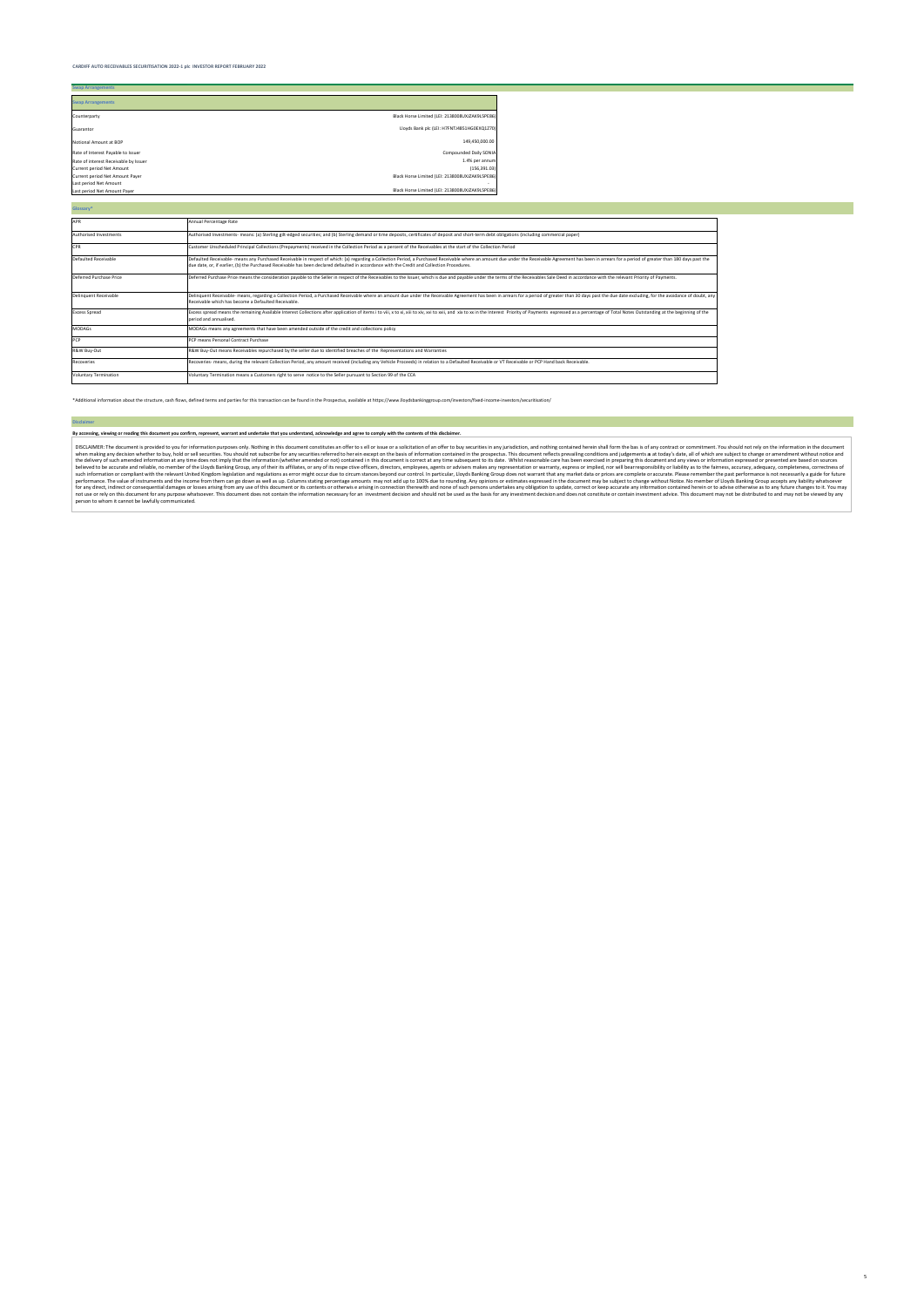CARDIFF AUTO RECEIVABLES SECURITISATION 2022-1 plc INVESTOR REPORT FEBRUARY 2022

## Swap Arrangements

| Swap Arrangements | |
|---|---|
| Counterparty | Black Horse Limited (LEI: 213800BUXZAK9L5PE386) |
| Guarantor | Lloyds Bank plc (LEI: H7FNTJ4851HG0EXQ1Z70) |
| Notional Amount at BOP | 149,450,000.00 |
| Rate of Interest Payable to Issuer | Compounded Daily SONIA |
| Rate of Interest Receivable by Issuer | 1.4% per annum |
| Current period Net Amount | (156,391.03) |
| Current period Net Amount Payer | Black Horse Limited (LEI: 213800BUXZAK9L5PE386) |
| Last period Net Amount | |
| Last period Net Amount Payer | Black Horse Limited (LEI: 213800BUXZAK9L5PE386) |

## Glossary*

| | |
|---|---|
| APR | Annual Percentage Rate |
| Authorised Investments | Authorised Investments- means: (a) Sterling gilt-edged securities; and (b) Sterling demand or time deposits, certificates of deposit and short-term debt obligations (including commercial paper) |
| CPR | Customer Unscheduled Principal Collections (Prepayments) received in the Collection Period as a percent of the Receivables at the start of the Collection Period |
| Defaulted Receivable | Defaulted Receivable- means any Purchased Receivable in respect of which: (a) regarding a Collection Period, a Purchased Receivable where an amount due under the Receivable Agreement has been in arrears for a period of greater than 180 days past the due date, or, if earlier, (b) the Purchased Receivable has been declared defaulted in accordance with the Credit and Collection Procedures. |
| Deferred Purchase Price | Deferred Purchase Price means the consideration payable to the Seller in respect of the Receivables to the Issuer, which is due and payable under the terms of the Receivables Sale Deed in accordance with the relevant Priority of Payments. |
| Delinquent Receivable | Delinquent Receivable- means, regarding a Collection Period, a Purchased Receivable where an amount due under the Receivable Agreement has been in arrears for a period of greater than 30 days past the due date excluding, for the avoidance of doubt, any Receivable which has become a Defaulted Receivable. |
| Excess Spread | Excess spread means the remaining Available Interest Collections after application of items i to viii, x to xi, xiii to xiv, xvi to xvi, and xix to xx in the Interest Priority of Payments expressed as a percentage of Total Notes Outstanding at the beginning of the period and annualised. |
| MODAGs | MODAGs means any agreements that have been amended outside of the credit and collections policy |
| PCP | PCP means Personal Contract Purchase |
| R&W Buy-Out | R&W Buy-Out means Receivables repurchased by the seller due to identified breaches of the Representations and Warranties |
| Recoveries | Recoveries- means, during the relevant Collection Period, any amount received (including any Vehicle Proceeds) in relation to a Defaulted Receivable or VT Receivable or PCP Hand back Receivable. |
| Voluntary Termination | Voluntary Termination means a Customers right to serve notice to the Seller pursuant to Section 99 of the CCA |

*Additional information about the structure, cash flows, defined terms and parties for this transaction can be found in the Prospectus, available at https://www.lloydsbankinggroup.com/investors/fixed-income-investors/securitisation/

## Disclaimer

**By accessing, viewing or reading this document you confirm, represent, warrant and undertake that you understand, acknowledge and agree to comply with the contents of this disclaimer.**

DISCLAIMER: The document is provided to you for information purposes only. Nothing in this document constitutes an offer to sell or issue or a solicitation of an offer to buy securities in any jurisdiction, and nothing contained herein shall form the basis of any contract or commitment. You should not rely on the information in the document when making any decision whether to buy, hold or sell securities. You should not subscribe for any securities referred to herein except on the basis of information contained in the prospectus. This document reflects prevailing conditions and judgements as at today's date, all of which are subject to change or amendment without notice and the delivery of such amended information at any time does not imply that the information (whether amended or not) contained in this document is correct at any time subsequent to its date. Whilst reasonable care has been exercised in preparing this document and any views or information expressed or presented are based on sources believed to be accurate and reliable, no member of the Lloyds Banking Group, any of their its affiliates, or any of its respective officers, directors, employees, agents or advisers makes any representation or warranty, express or implied, nor will bear responsibility or liability as to the fairness, accuracy, adequacy, completeness, correctness of such information or compliant with the relevant United Kingdom legislation and regulations as error might occur due to circumstances beyond our control. In particular, Lloyds Banking Group does not warrant that any market data or prices are complete or accurate. Please remember the past performance is not necessarily a guide for future performance. The value of instruments and the income from them can go down as well as up. Columns stating percentage amounts may not add up to 100% due to rounding. Any opinions or estimates expressed in the document may be subject to change without Notice. No member of Lloyds Banking Group accepts any liability whatsoever for any direct, indirect or consequential damages or losses arising from any use of this document or its contents or otherwise arising in connection therewith and none of such persons undertakes any obligation to update, correct or keep accurate any information contained herein or to advise otherwise as to any future changes to it. You may not use or rely on this document for any purpose whatsoever. This document does not contain the information necessary for an investment decision and should not be used as the basis for any investment decision and does not constitute or contain investment advice. This document may not be distributed to and may not be viewed by any person to whom it cannot be lawfully communicated.